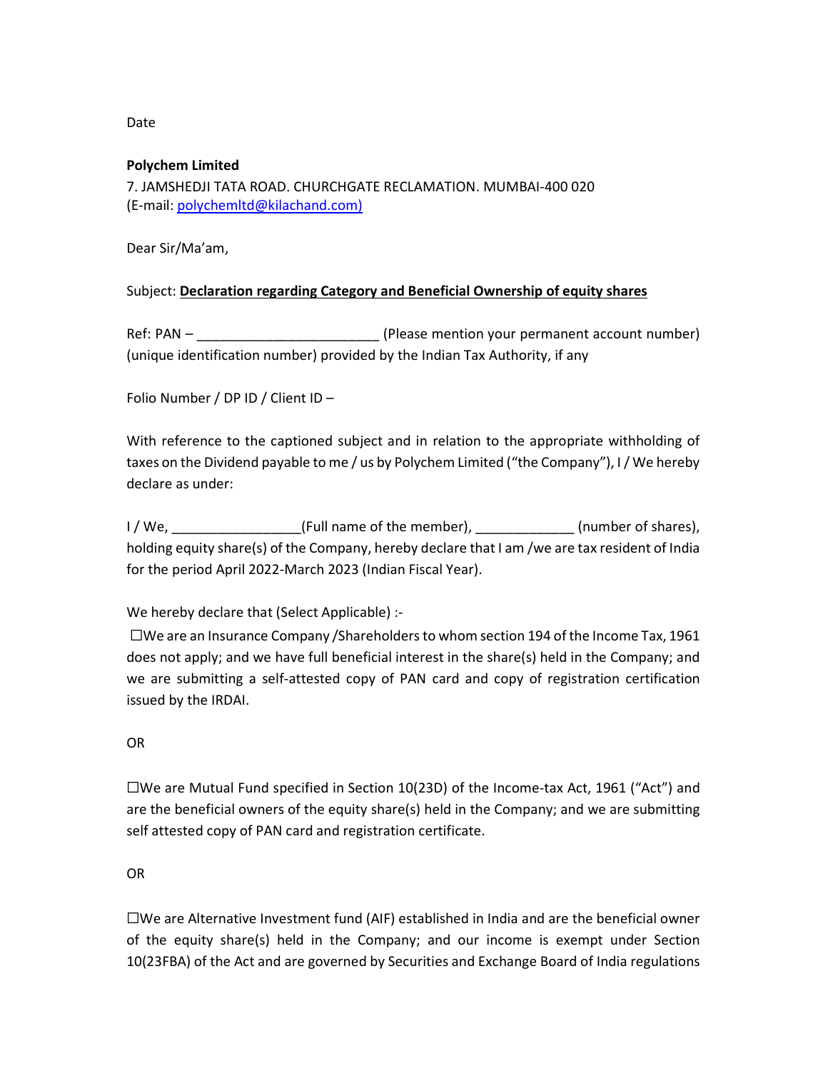Date

**Polychem Limited**
7. JAMSHEDJI TATA ROAD. CHURCHGATE RECLAMATION. MUMBAI-400 020
(E-mail: polychemltd@kilachand.com)

Dear Sir/Ma'am,

Subject: **Declaration regarding Category and Beneficial Ownership of equity shares**

Ref: PAN – ________________________ (Please mention your permanent account number) (unique identification number) provided by the Indian Tax Authority, if any

Folio Number / DP ID / Client ID –

With reference to the captioned subject and in relation to the appropriate withholding of taxes on the Dividend payable to me / us by Polychem Limited ("the Company"), I / We hereby declare as under:

I / We, ________________(Full name of the member), _____________ (number of shares), holding equity share(s) of the Company, hereby declare that I am /we are tax resident of India for the period April 2022-March 2023 (Indian Fiscal Year).

We hereby declare that (Select Applicable) :-

☐We are an Insurance Company /Shareholders to whom section 194 of the Income Tax, 1961 does not apply; and we have full beneficial interest in the share(s) held in the Company; and we are submitting a self-attested copy of PAN card and copy of registration certification issued by the IRDAI.

OR

☐We are Mutual Fund specified in Section 10(23D) of the Income-tax Act, 1961 ("Act") and are the beneficial owners of the equity share(s) held in the Company; and we are submitting self attested copy of PAN card and registration certificate.

OR

☐We are Alternative Investment fund (AIF) established in India and are the beneficial owner of the equity share(s) held in the Company; and our income is exempt under Section 10(23FBA) of the Act and are governed by Securities and Exchange Board of India regulations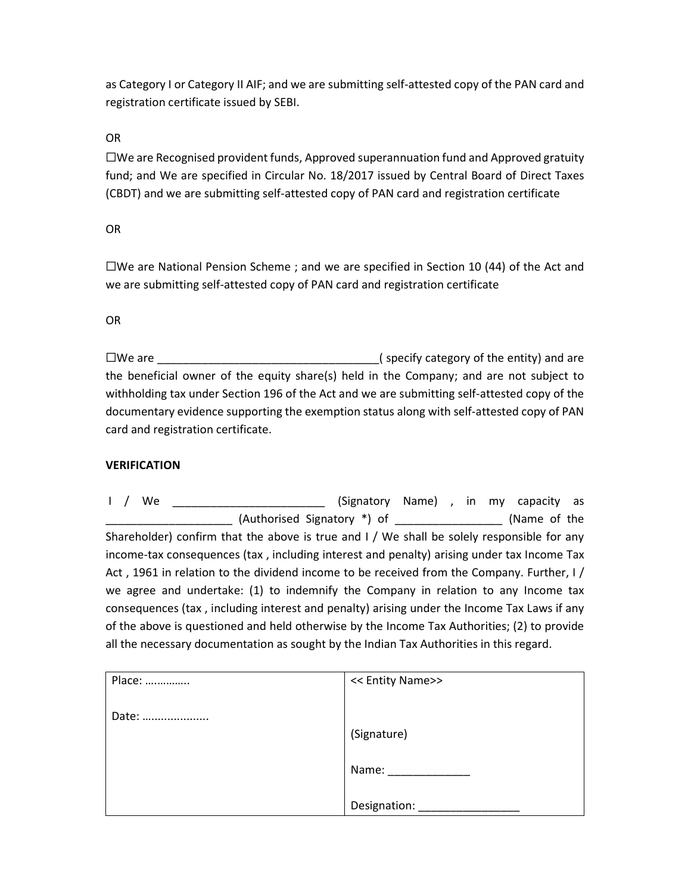as Category I or Category II AIF; and we are submitting self-attested copy of the PAN card and registration certificate issued by SEBI.

OR

☐We are Recognised provident funds, Approved superannuation fund and Approved gratuity fund; and We are specified in Circular No. 18/2017 issued by Central Board of Direct Taxes (CBDT) and we are submitting self-attested copy of PAN card and registration certificate

OR

☐We are National Pension Scheme ; and we are specified in Section 10 (44) of the Act and we are submitting self-attested copy of PAN card and registration certificate

OR

☐We are ___________________________________( specify category of the entity) and are the beneficial owner of the equity share(s) held in the Company; and are not subject to withholding tax under Section 196 of the Act and we are submitting self-attested copy of the documentary evidence supporting the exemption status along with self-attested copy of PAN card and registration certificate.

**VERIFICATION**

I / We ________________________ (Signatory Name) , in my capacity as ____________________ (Authorised Signatory *) of _________________ (Name of the Shareholder) confirm that the above is true and I / We shall be solely responsible for any income-tax consequences (tax , including interest and penalty) arising under tax Income Tax Act , 1961 in relation to the dividend income to be received from the Company. Further, I / we agree and undertake: (1) to indemnify the Company in relation to any Income tax consequences (tax , including interest and penalty) arising under the Income Tax Laws if any of the above is questioned and held otherwise by the Income Tax Authorities; (2) to provide all the necessary documentation as sought by the Indian Tax Authorities in this regard.

| Place: ………….. | << Entity Name>> |
|---|---|
| Date: ……………….. | (Signature) |
| | Name: _____________ |
| | Designation: ________________ |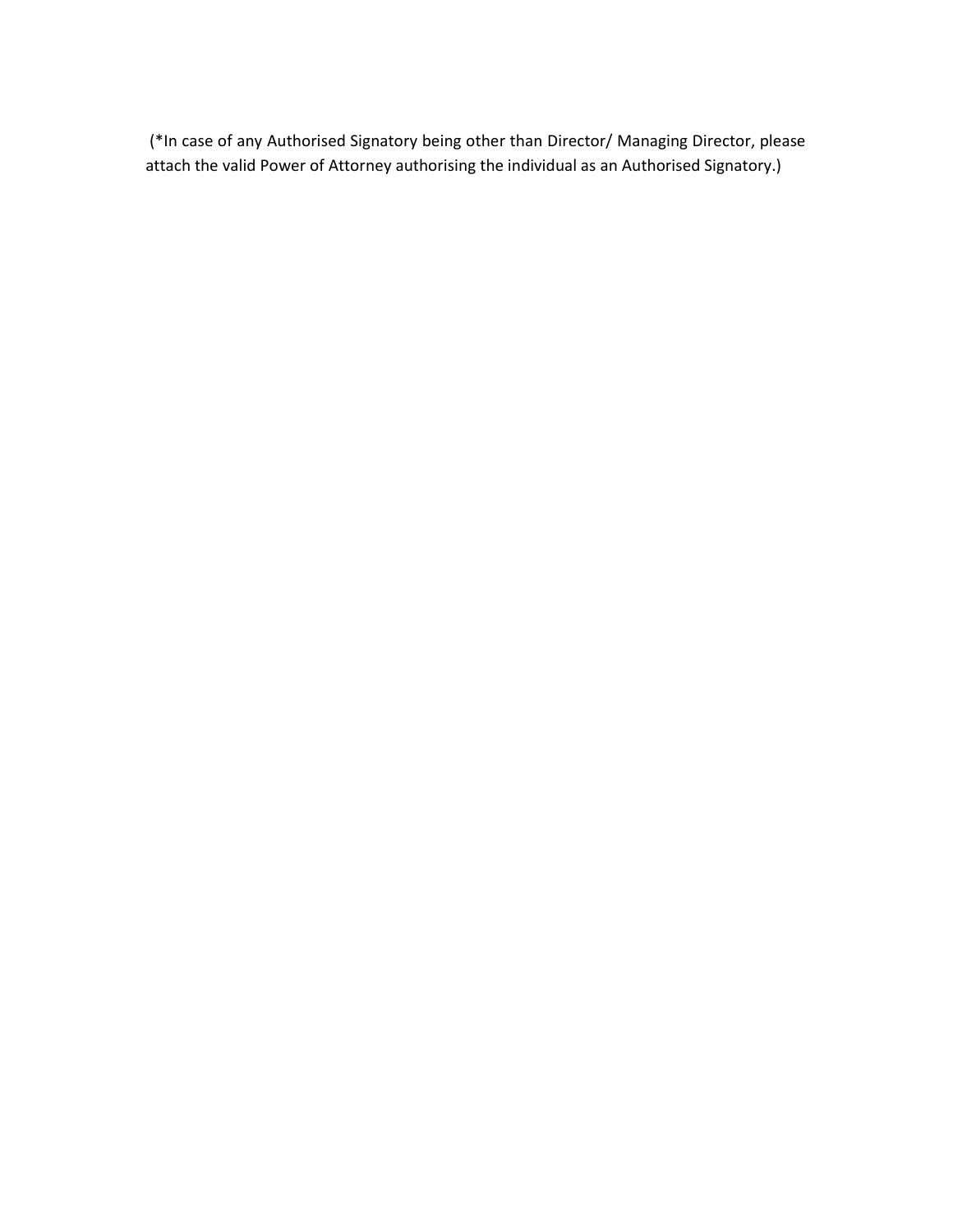(*In case of any Authorised Signatory being other than Director/ Managing Director, please attach the valid Power of Attorney authorising the individual as an Authorised Signatory.)